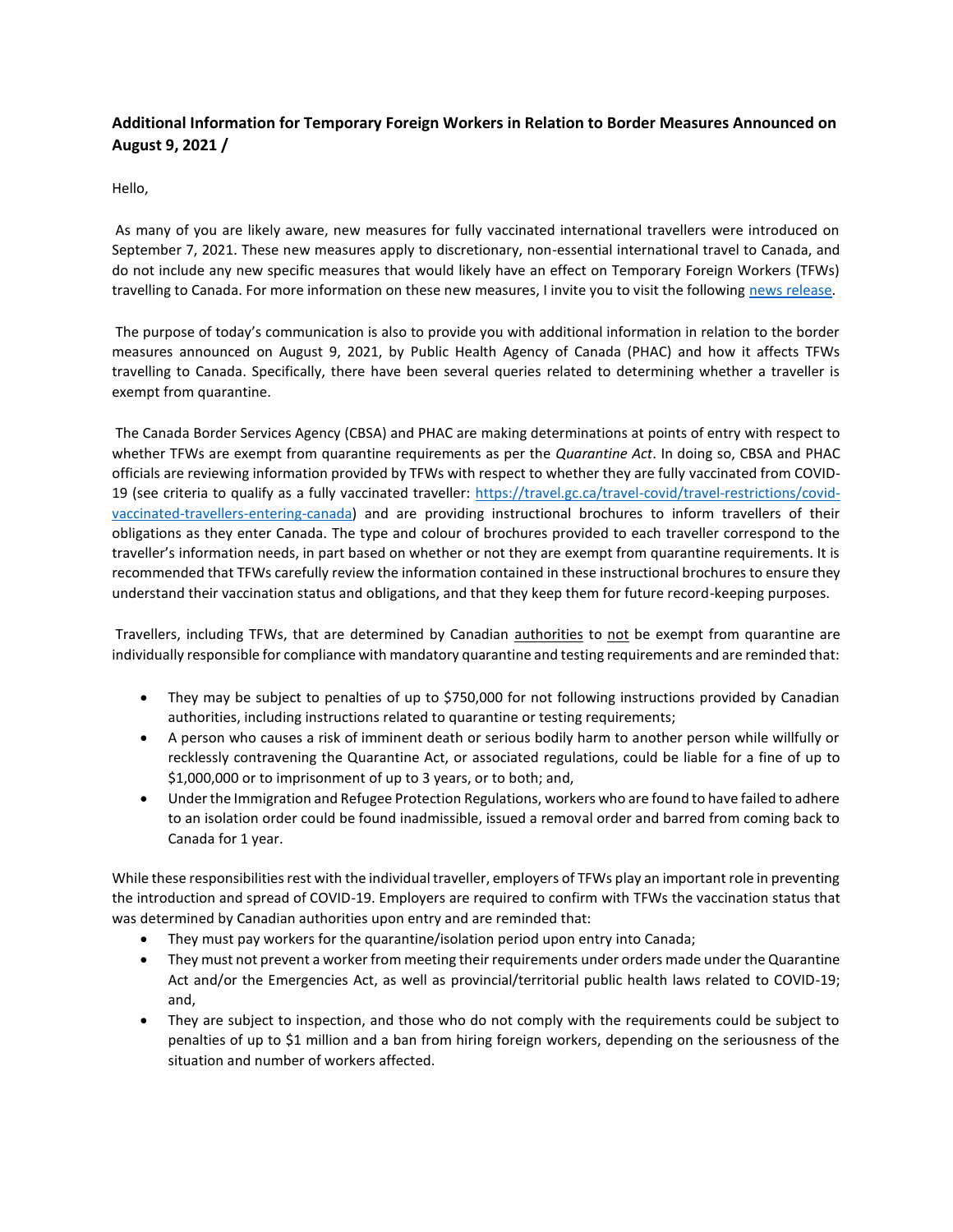**Additional Information for Temporary Foreign Workers in Relation to Border Measures Announced on August 9, 2021 /**

Hello,

As many of you are likely aware, new measures for fully vaccinated international travellers were introduced on September 7, 2021. These new measures apply to discretionary, non-essential international travel to Canada, and do not include any new specific measures that would likely have an effect on Temporary Foreign Workers (TFWs) travelling to Canada. For more information on these new measures, I invite you to visit the following news release.

The purpose of today's communication is also to provide you with additional information in relation to the border measures announced on August 9, 2021, by Public Health Agency of Canada (PHAC) and how it affects TFWs travelling to Canada. Specifically, there have been several queries related to determining whether a traveller is exempt from quarantine.

The Canada Border Services Agency (CBSA) and PHAC are making determinations at points of entry with respect to whether TFWs are exempt from quarantine requirements as per the *Quarantine Act*. In doing so, CBSA and PHAC officials are reviewing information provided by TFWs with respect to whether they are fully vaccinated from COVID-19 (see criteria to qualify as a fully vaccinated traveller: https://travel.gc.ca/travel-covid/travel-restrictions/covid-vaccinated-travellers-entering-canada) and are providing instructional brochures to inform travellers of their obligations as they enter Canada. The type and colour of brochures provided to each traveller correspond to the traveller's information needs, in part based on whether or not they are exempt from quarantine requirements. It is recommended that TFWs carefully review the information contained in these instructional brochures to ensure they understand their vaccination status and obligations, and that they keep them for future record-keeping purposes.

Travellers, including TFWs, that are determined by Canadian authorities to not be exempt from quarantine are individually responsible for compliance with mandatory quarantine and testing requirements and are reminded that:

- They may be subject to penalties of up to $750,000 for not following instructions provided by Canadian authorities, including instructions related to quarantine or testing requirements;
- A person who causes a risk of imminent death or serious bodily harm to another person while willfully or recklessly contravening the Quarantine Act, or associated regulations, could be liable for a fine of up to $1,000,000 or to imprisonment of up to 3 years, or to both; and,
- Under the Immigration and Refugee Protection Regulations, workers who are found to have failed to adhere to an isolation order could be found inadmissible, issued a removal order and barred from coming back to Canada for 1 year.

While these responsibilities rest with the individual traveller, employers of TFWs play an important role in preventing the introduction and spread of COVID-19. Employers are required to confirm with TFWs the vaccination status that was determined by Canadian authorities upon entry and are reminded that:

- They must pay workers for the quarantine/isolation period upon entry into Canada;
- They must not prevent a worker from meeting their requirements under orders made under the Quarantine Act and/or the Emergencies Act, as well as provincial/territorial public health laws related to COVID-19; and,
- They are subject to inspection, and those who do not comply with the requirements could be subject to penalties of up to $1 million and a ban from hiring foreign workers, depending on the seriousness of the situation and number of workers affected.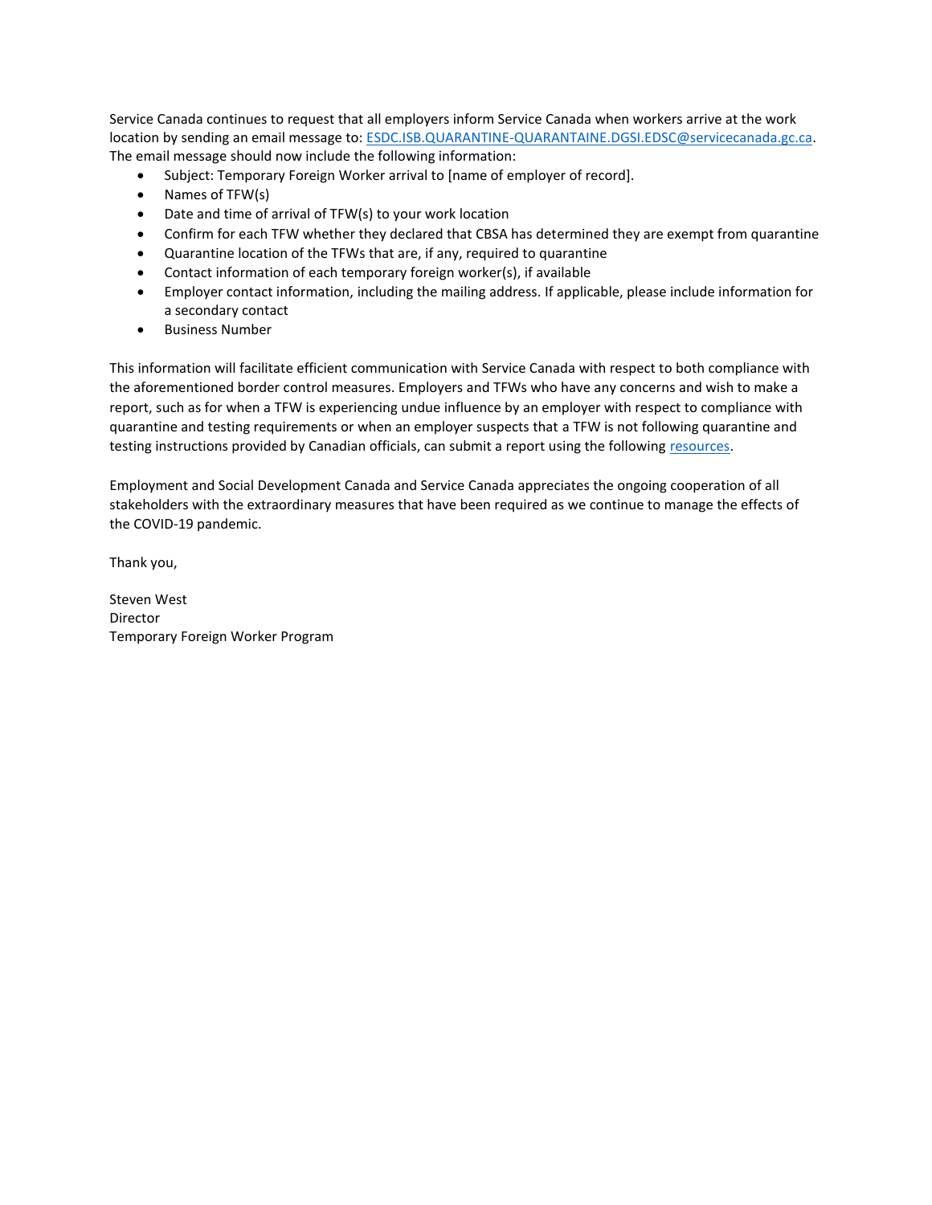Service Canada continues to request that all employers inform Service Canada when workers arrive at the work location by sending an email message to: [ESDC.ISB.QUARANTINE-QUARANTAINE.DGSI.EDSC@servicecanada.gc.ca](mailto:ESDC.ISB.QUARANTINE-QUARANTAINE.DGSI.EDSC@servicecanada.gc.ca). The email message should now include the following information:

- Subject: Temporary Foreign Worker arrival to [name of employer of record].
- Names of TFW(s)
- Date and time of arrival of TFW(s) to your work location
- Confirm for each TFW whether they declared that CBSA has determined they are exempt from quarantine
- Quarantine location of the TFWs that are, if any, required to quarantine
- Contact information of each temporary foreign worker(s), if available
- Employer contact information, including the mailing address. If applicable, please include information for a secondary contact
- Business Number

This information will facilitate efficient communication with Service Canada with respect to both compliance with the aforementioned border control measures. Employers and TFWs who have any concerns and wish to make a report, such as for when a TFW is experiencing undue influence by an employer with respect to compliance with quarantine and testing requirements or when an employer suspects that a TFW is not following quarantine and testing instructions provided by Canadian officials, can submit a report using the following resources.

Employment and Social Development Canada and Service Canada appreciates the ongoing cooperation of all stakeholders with the extraordinary measures that have been required as we continue to manage the effects of the COVID-19 pandemic.

Thank you,

Steven West
Director
Temporary Foreign Worker Program